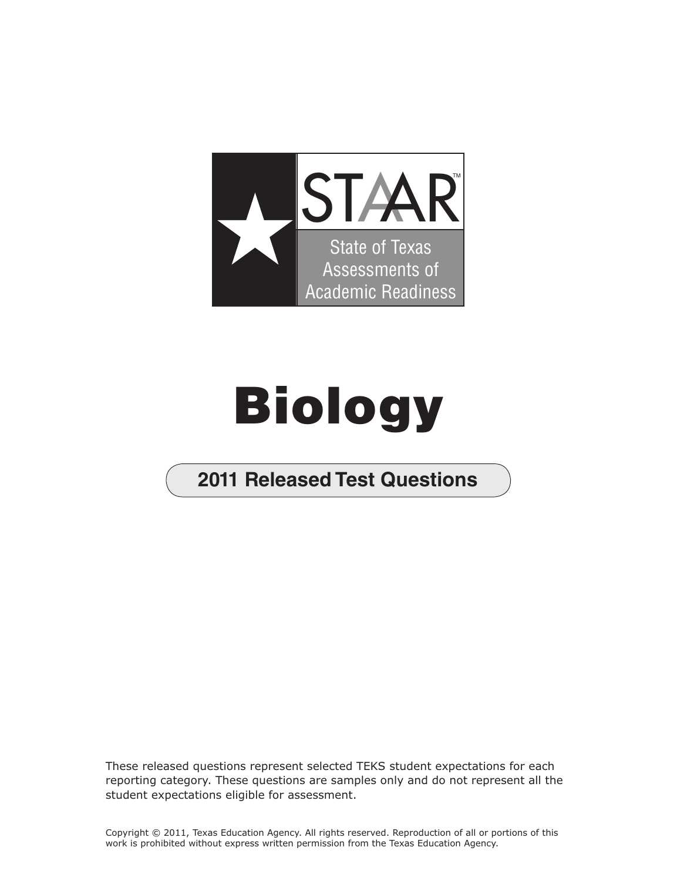STAAR™

State of Texas Assessments of Academic Readiness

# Biology

## 2011 Released Test Questions

These released questions represent selected TEKS student expectations for each reporting category. These questions are samples only and do not represent all the student expectations eligible for assessment.

Copyright © 2011, Texas Education Agency. All rights reserved. Reproduction of all or portions of this work is prohibited without express written permission from the Texas Education Agency.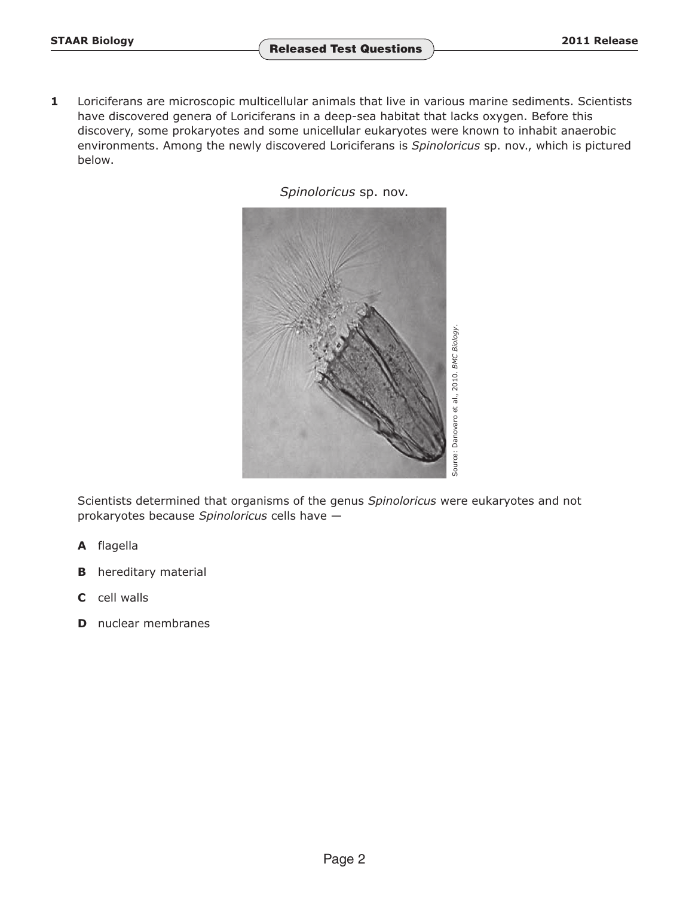**1** Loriciferans are microscopic multicellular animals that live in various marine sediments. Scientists have discovered genera of Loriciferans in a deep-sea habitat that lacks oxygen. Before this discovery, some prokaryotes and some unicellular eukaryotes were known to inhabit anaerobic environments. Among the newly discovered Loriciferans is *Spinoloricus* sp. nov., which is pictured below.

*Spinoloricus* sp. nov.

Source: Danovaro et al., 2010. *BMC Biology*.

Scientists determined that organisms of the genus *Spinoloricus* were eukaryotes and not prokaryotes because *Spinoloricus* cells have —

**A** flagella

**B** hereditary material

**C** cell walls

**D** nuclear membranes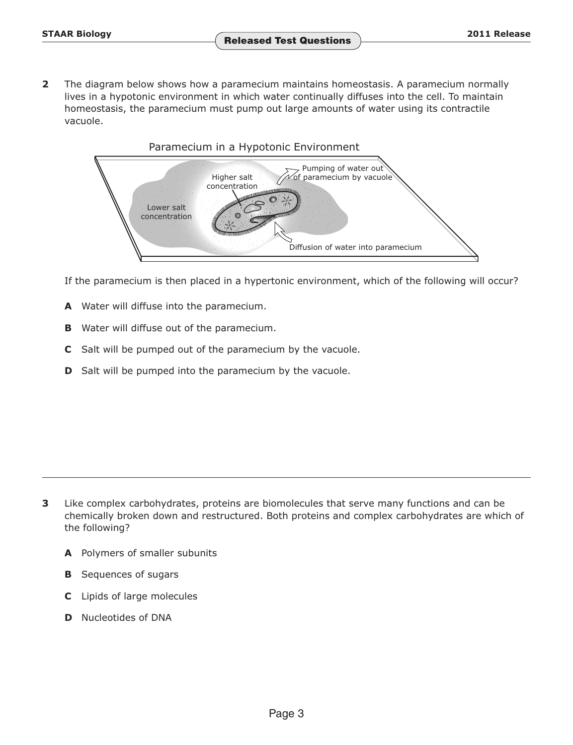**2** The diagram below shows how a paramecium maintains homeostasis. A paramecium normally lives in a hypotonic environment in which water continually diffuses into the cell. To maintain homeostasis, the paramecium must pump out large amounts of water using its contractile vacuole.

Paramecium in a Hypotonic Environment

Higher salt concentration

Lower salt concentration

Pumping of water out of paramecium by vacuole

Diffusion of water into paramecium

If the paramecium is then placed in a hypertonic environment, which of the following will occur?

**A** Water will diffuse into the paramecium.

**B** Water will diffuse out of the paramecium.

**C** Salt will be pumped out of the paramecium by the vacuole.

**D** Salt will be pumped into the paramecium by the vacuole.

---

**3** Like complex carbohydrates, proteins are biomolecules that serve many functions and can be chemically broken down and restructured. Both proteins and complex carbohydrates are which of the following?

**A** Polymers of smaller subunits

**B** Sequences of sugars

**C** Lipids of large molecules

**D** Nucleotides of DNA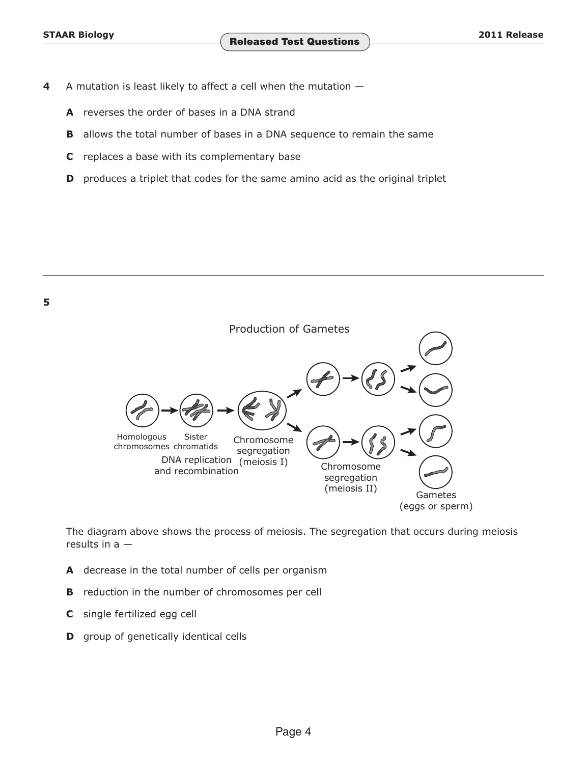**4** A mutation is least likely to affect a cell when the mutation —

**A** reverses the order of bases in a DNA strand

**B** allows the total number of bases in a DNA sequence to remain the same

**C** replaces a base with its complementary base

**D** produces a triplet that codes for the same amino acid as the original triplet

---

**5**

Production of Gametes

Homologous chromosomes Sister chromatids

DNA replication and recombination

Chromosome segregation (meiosis I)

Chromosome segregation (meiosis II)

Gametes (eggs or sperm)

The diagram above shows the process of meiosis. The segregation that occurs during meiosis results in a —

**A** decrease in the total number of cells per organism

**B** reduction in the number of chromosomes per cell

**C** single fertilized egg cell

**D** group of genetically identical cells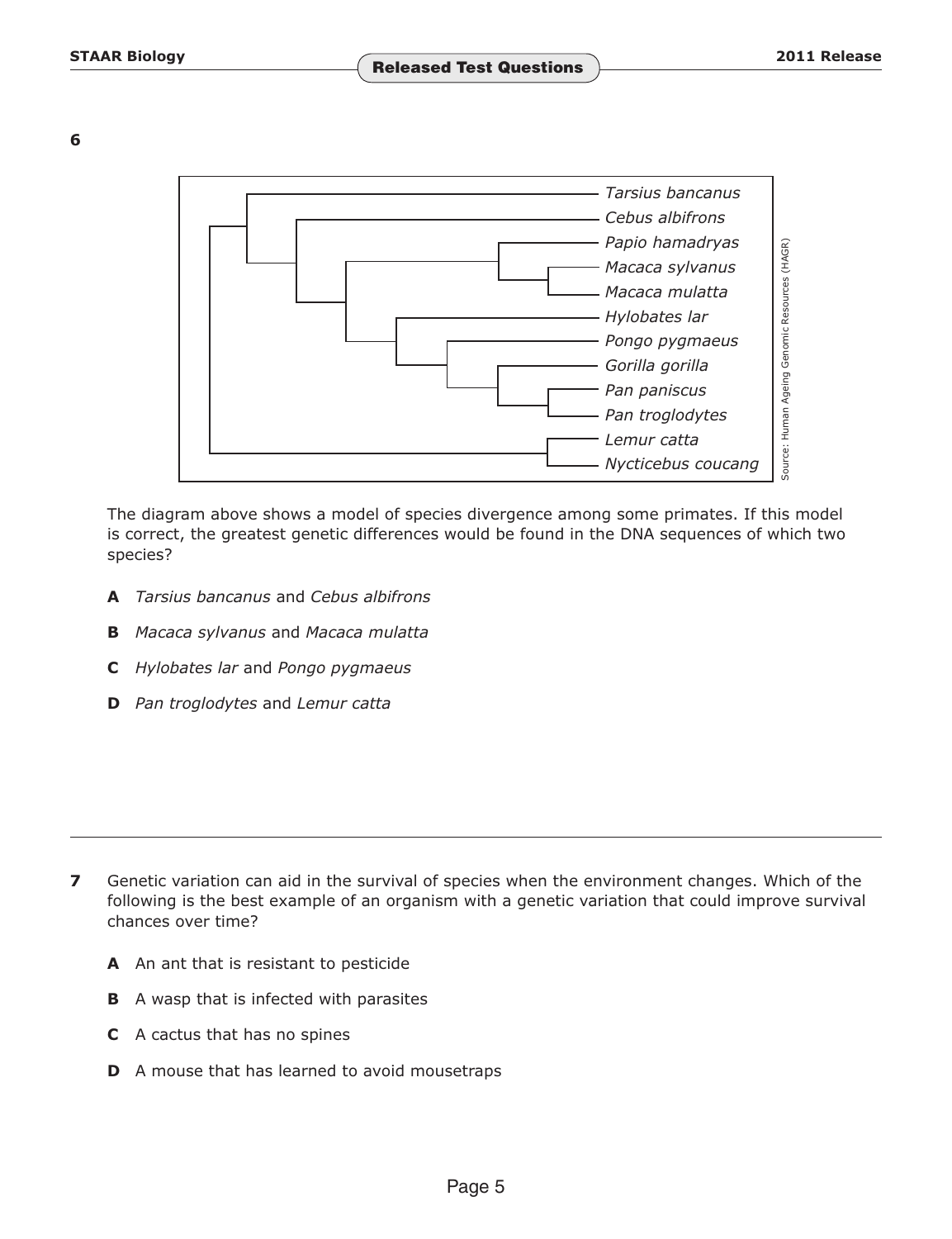**6**

Tarsius bancanus
Cebus albifrons
Papio hamadryas
Macaca sylvanus
Macaca mulatta
Hylobates lar
Pongo pygmaeus
Gorilla gorilla
Pan paniscus
Pan troglodytes
Lemur catta
Nycticebus coucang

Source: Human Ageing Genomic Resources (HAGR)

The diagram above shows a model of species divergence among some primates. If this model is correct, the greatest genetic differences would be found in the DNA sequences of which two species?

- **A** *Tarsius bancanus* and *Cebus albifrons*
- **B** *Macaca sylvanus* and *Macaca mulatta*
- **C** *Hylobates lar* and *Pongo pygmaeus*
- **D** *Pan troglodytes* and *Lemur catta*

---

**7** Genetic variation can aid in the survival of species when the environment changes. Which of the following is the best example of an organism with a genetic variation that could improve survival chances over time?

- **A** An ant that is resistant to pesticide
- **B** A wasp that is infected with parasites
- **C** A cactus that has no spines
- **D** A mouse that has learned to avoid mousetraps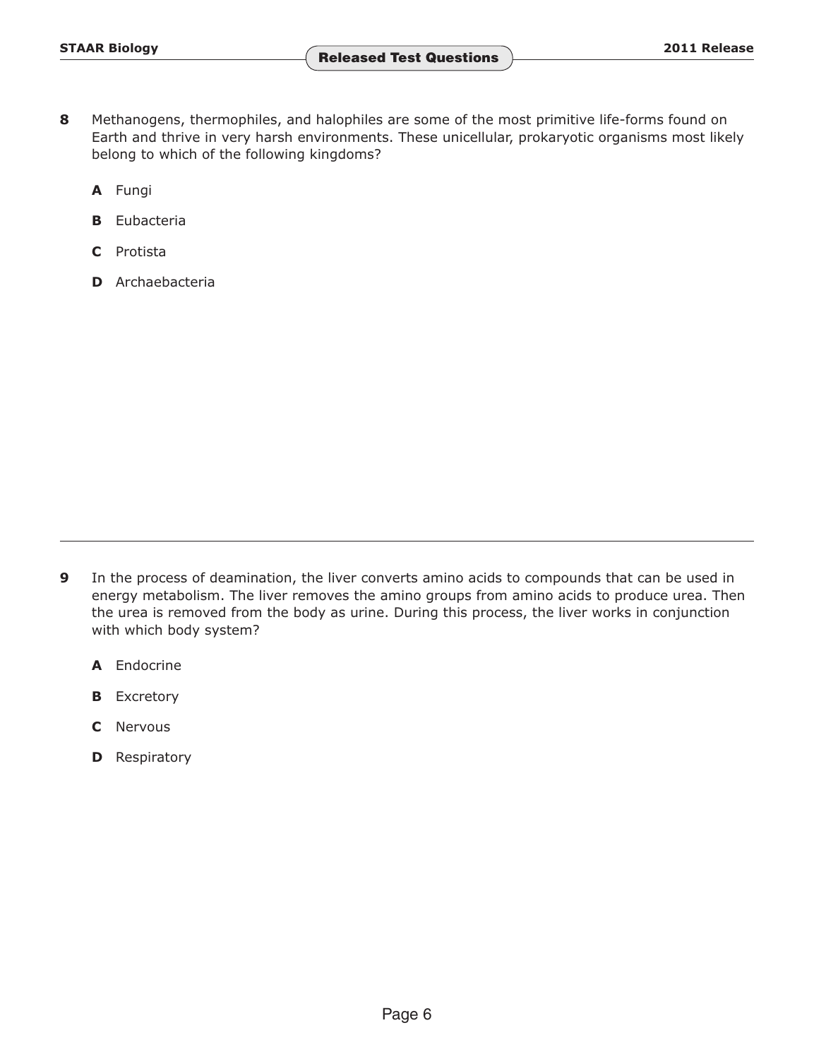**8** Methanogens, thermophiles, and halophiles are some of the most primitive life-forms found on Earth and thrive in very harsh environments. These unicellular, prokaryotic organisms most likely belong to which of the following kingdoms?

**A** Fungi

**B** Eubacteria

**C** Protista

**D** Archaebacteria

---

**9** In the process of deamination, the liver converts amino acids to compounds that can be used in energy metabolism. The liver removes the amino groups from amino acids to produce urea. Then the urea is removed from the body as urine. During this process, the liver works in conjunction with which body system?

**A** Endocrine

**B** Excretory

**C** Nervous

**D** Respiratory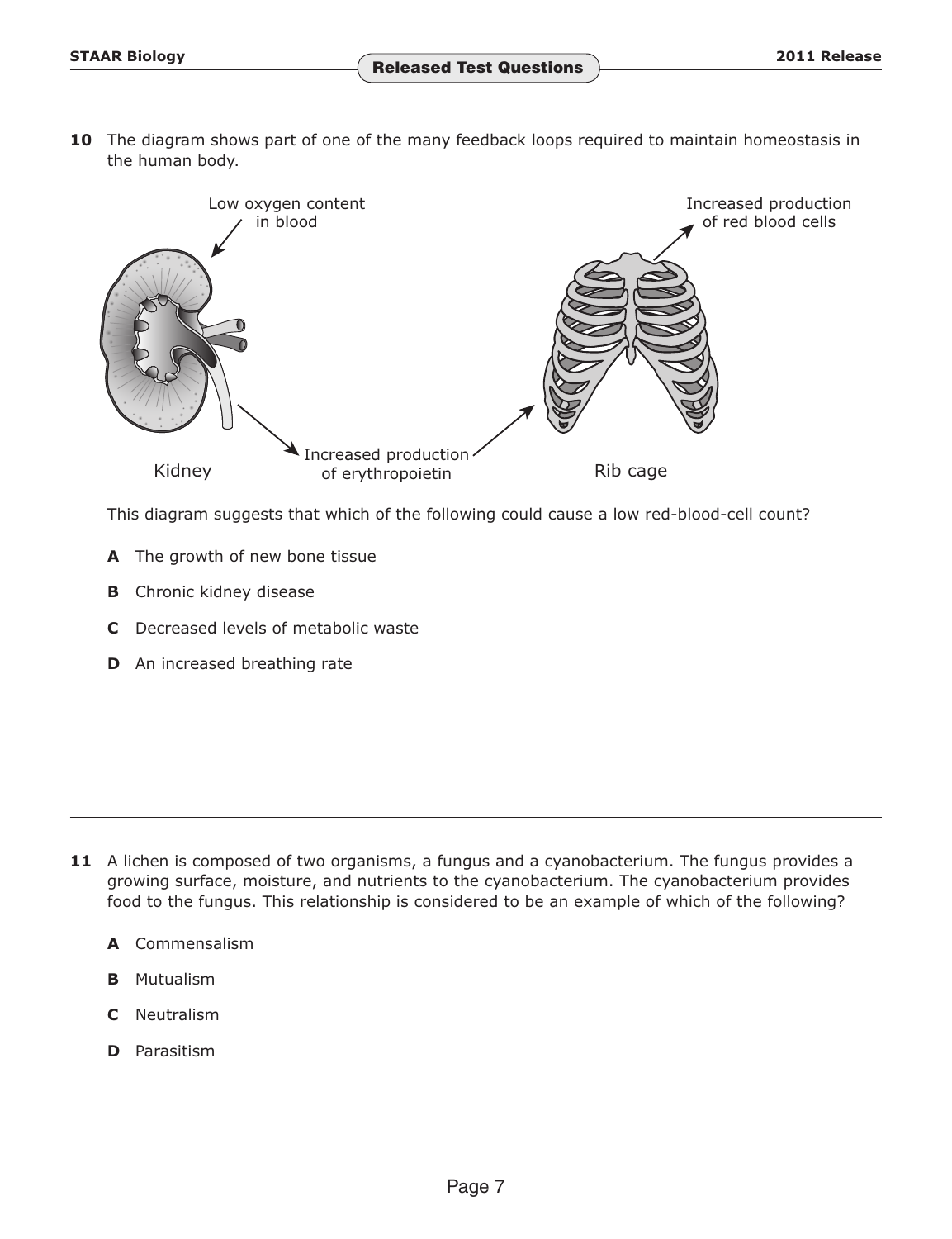**10** The diagram shows part of one of the many feedback loops required to maintain homeostasis in the human body.

Low oxygen content in blood

Increased production of red blood cells

Kidney

Increased production of erythropoietin

Rib cage

This diagram suggests that which of the following could cause a low red-blood-cell count?

**A** The growth of new bone tissue

**B** Chronic kidney disease

**C** Decreased levels of metabolic waste

**D** An increased breathing rate

---

**11** A lichen is composed of two organisms, a fungus and a cyanobacterium. The fungus provides a growing surface, moisture, and nutrients to the cyanobacterium. The cyanobacterium provides food to the fungus. This relationship is considered to be an example of which of the following?

**A** Commensalism

**B** Mutualism

**C** Neutralism

**D** Parasitism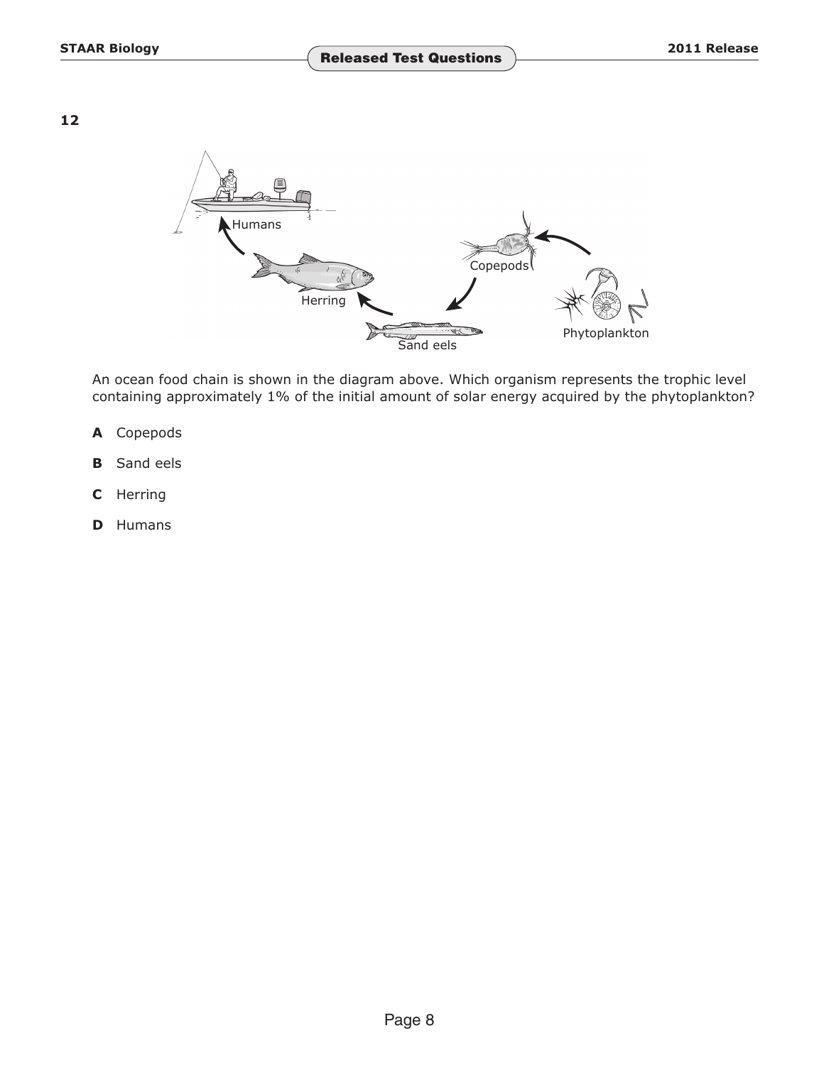**12**

An ocean food chain is shown in the diagram above. Which organism represents the trophic level containing approximately 1% of the initial amount of solar energy acquired by the phytoplankton?

**A** Copepods

**B** Sand eels

**C** Herring

**D** Humans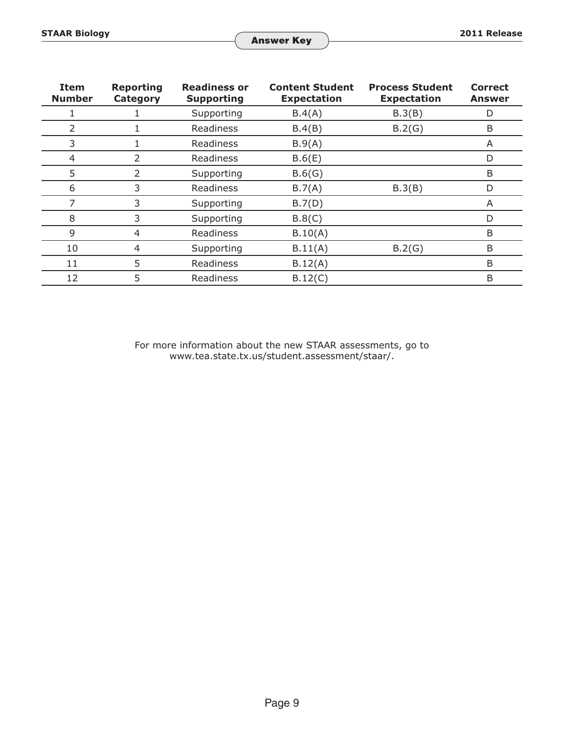## Answer Key

| Item Number | Reporting Category | Readiness or Supporting | Content Student Expectation | Process Student Expectation | Correct Answer |
|---|---|---|---|---|---|
| 1 | 1 | Supporting | B.4(A) | B.3(B) | D |
| 2 | 1 | Readiness | B.4(B) | B.2(G) | B |
| 3 | 1 | Readiness | B.9(A) | | A |
| 4 | 2 | Readiness | B.6(E) | | D |
| 5 | 2 | Supporting | B.6(G) | | B |
| 6 | 3 | Readiness | B.7(A) | B.3(B) | D |
| 7 | 3 | Supporting | B.7(D) | | A |
| 8 | 3 | Supporting | B.8(C) | | D |
| 9 | 4 | Readiness | B.10(A) | | B |
| 10 | 4 | Supporting | B.11(A) | B.2(G) | B |
| 11 | 5 | Readiness | B.12(A) | | B |
| 12 | 5 | Readiness | B.12(C) | | B |

For more information about the new STAAR assessments, go to www.tea.state.tx.us/student.assessment/staar/.